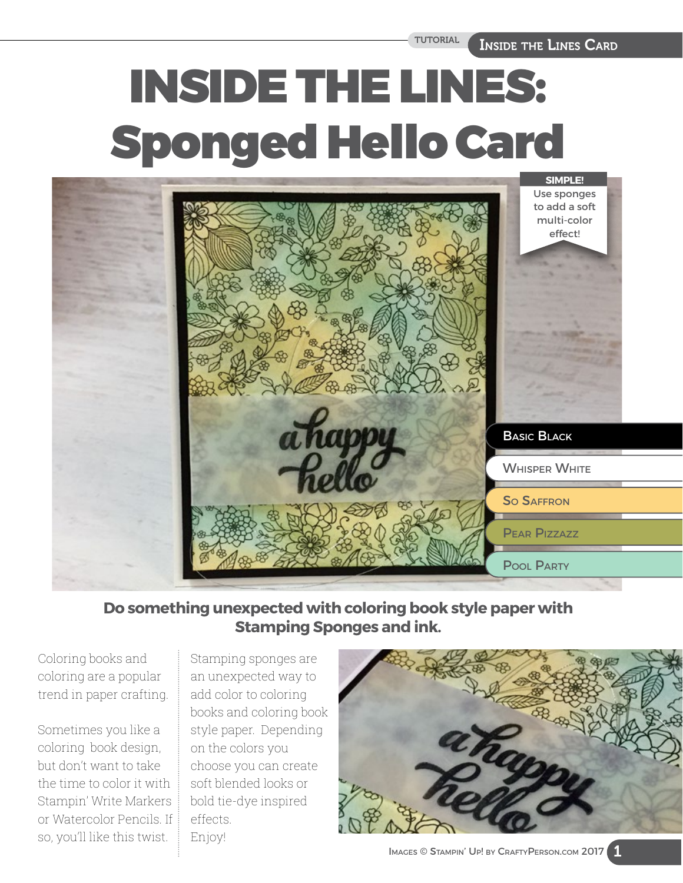# INSIDE THE LINES: Sponged Hello Card

**SIMPLE!**
Use sponges to add a soft multi-color effect!

- Basic Black
- Whisper White
- So Saffron
- Pear Pizzazz
- Pool Party

**Do something unexpected with coloring book style paper with Stamping Sponges and ink.**

Coloring books and coloring are a popular trend in paper crafting.

Sometimes you like a coloring book design, but don't want to take the time to color it with Stampin' Write Markers or Watercolor Pencils. If so, you'll like this twist.

Stamping sponges are an unexpected way to add color to coloring books and coloring book style paper. Depending on the colors you choose you can create soft blended looks or bold tie-dye inspired effects.
Enjoy!

Images © Stampin' Up! by CraftyPerson.com 2017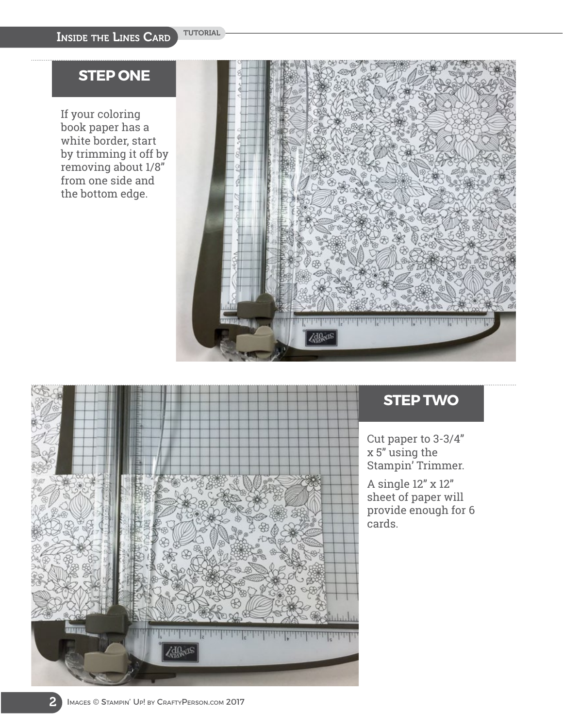## STEP ONE

If your coloring book paper has a white border, start by trimming it off by removing about 1/8" from one side and the bottom edge.

## STEP TWO

Cut paper to 3-3/4" x 5" using the Stampin' Trimmer.

A single 12" x 12" sheet of paper will provide enough for 6 cards.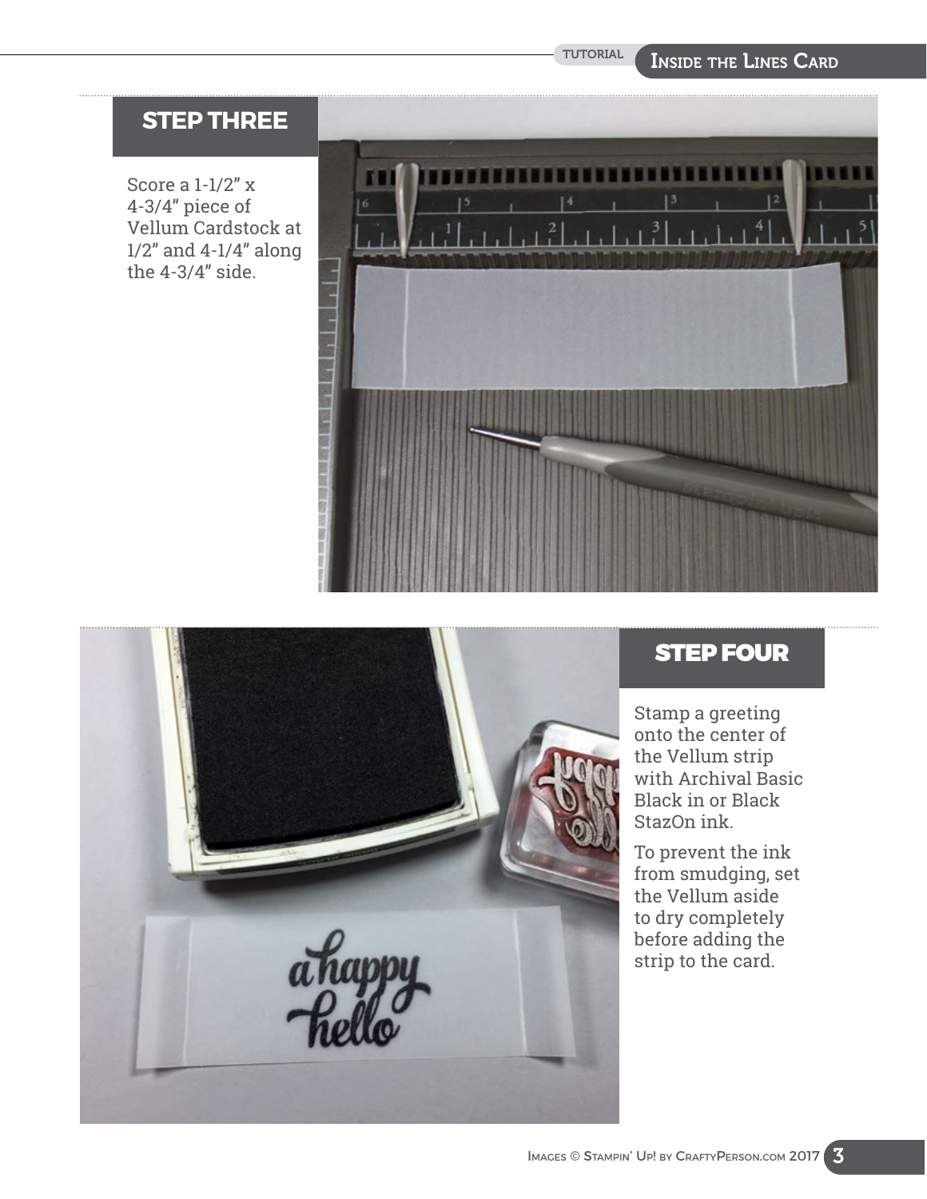## STEP THREE

Score a 1-1/2" x 4-3/4" piece of Vellum Cardstock at 1/2" and 4-1/4" along the 4-3/4" side.

## STEP FOUR

Stamp a greeting onto the center of the Vellum strip with Archival Basic Black in or Black StazOn ink.

To prevent the ink from smudging, set the Vellum aside to dry completely before adding the strip to the card.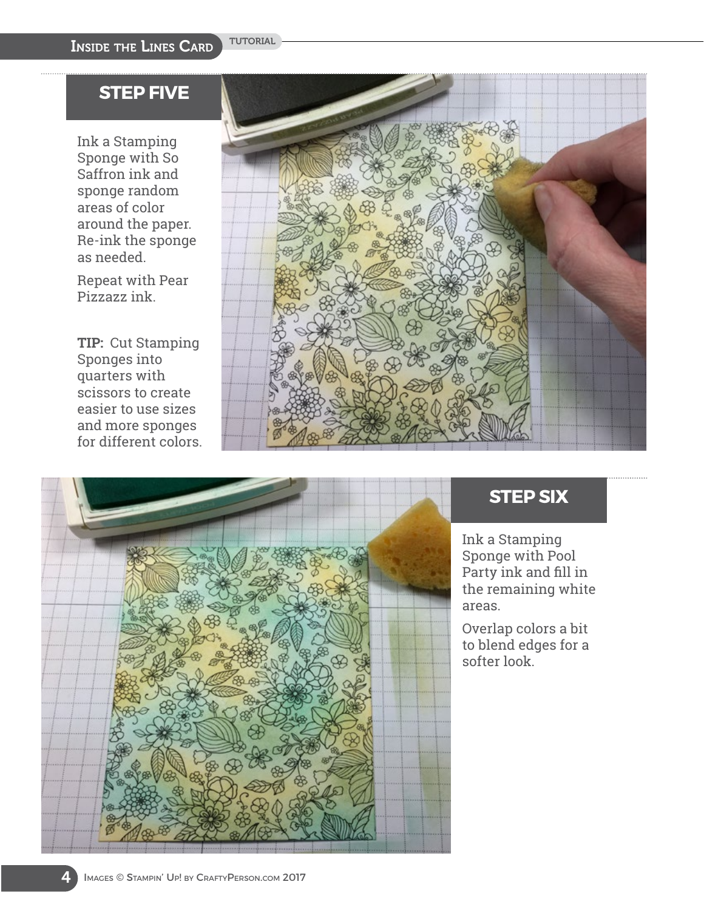## STEP FIVE

Ink a Stamping Sponge with So Saffron ink and sponge random areas of color around the paper. Re-ink the sponge as needed.

Repeat with Pear Pizzazz ink.

**TIP:** Cut Stamping Sponges into quarters with scissors to create easier to use sizes and more sponges for different colors.

## STEP SIX

Ink a Stamping Sponge with Pool Party ink and fill in the remaining white areas.

Overlap colors a bit to blend edges for a softer look.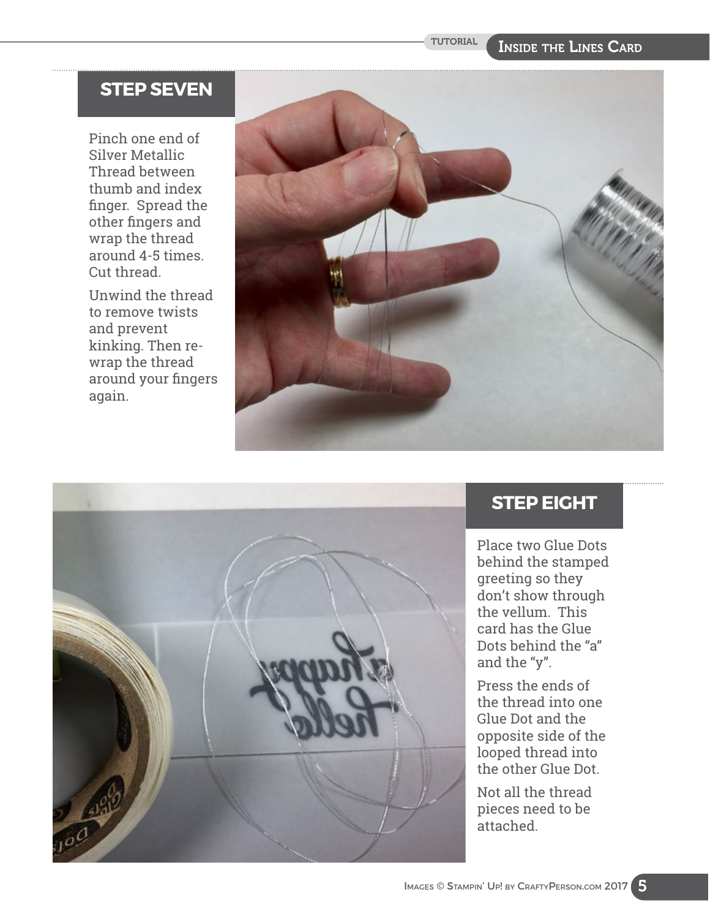## STEP SEVEN

Pinch one end of Silver Metallic Thread between thumb and index finger. Spread the other fingers and wrap the thread around 4-5 times. Cut thread.

Unwind the thread to remove twists and prevent kinking. Then re-wrap the thread around your fingers again.

## STEP EIGHT

Place two Glue Dots behind the stamped greeting so they don't show through the vellum. This card has the Glue Dots behind the "a" and the "y".

Press the ends of the thread into one Glue Dot and the opposite side of the looped thread into the other Glue Dot.

Not all the thread pieces need to be attached.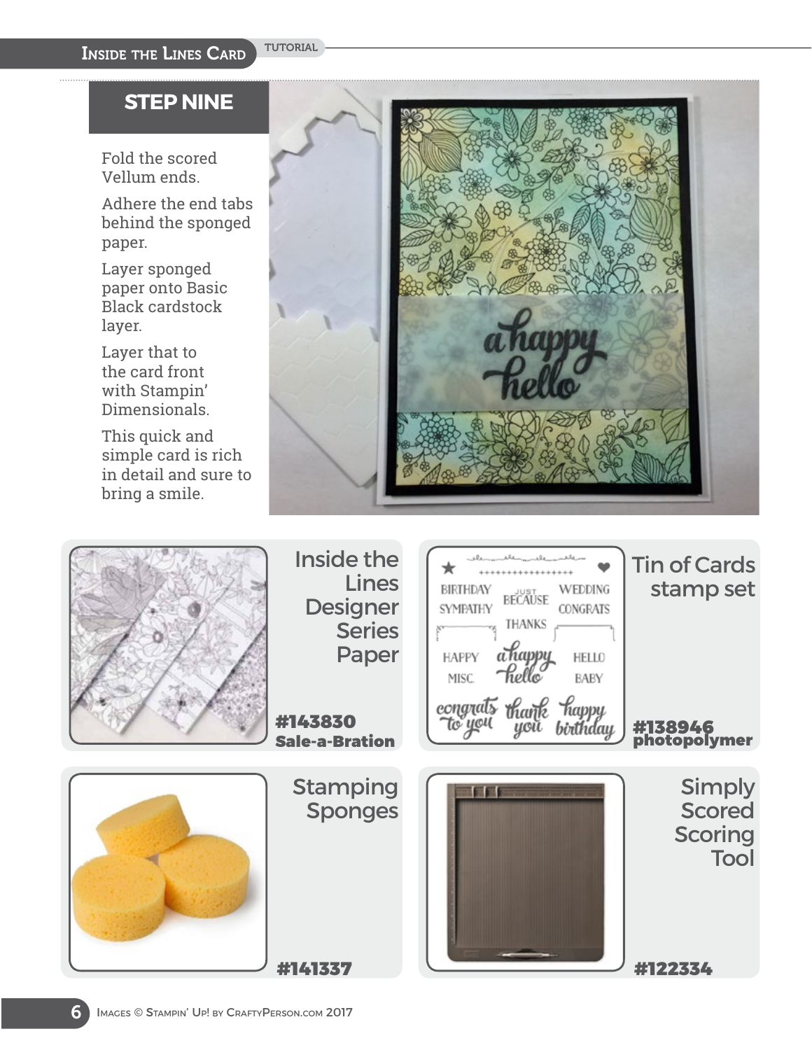## STEP NINE

Fold the scored Vellum ends.

Adhere the end tabs behind the sponged paper.

Layer sponged paper onto Basic Black cardstock layer.

Layer that to the card front with Stampin' Dimensionals.

This quick and simple card is rich in detail and sure to bring a smile.

**Inside the Lines Designer Series Paper**
**#143830**
**Sale-a-Bration**

**Tin of Cards stamp set**
**#138946**
**photopolymer**

**Stamping Sponges**
**#141337**

**Simply Scored Scoring Tool**
**#122334**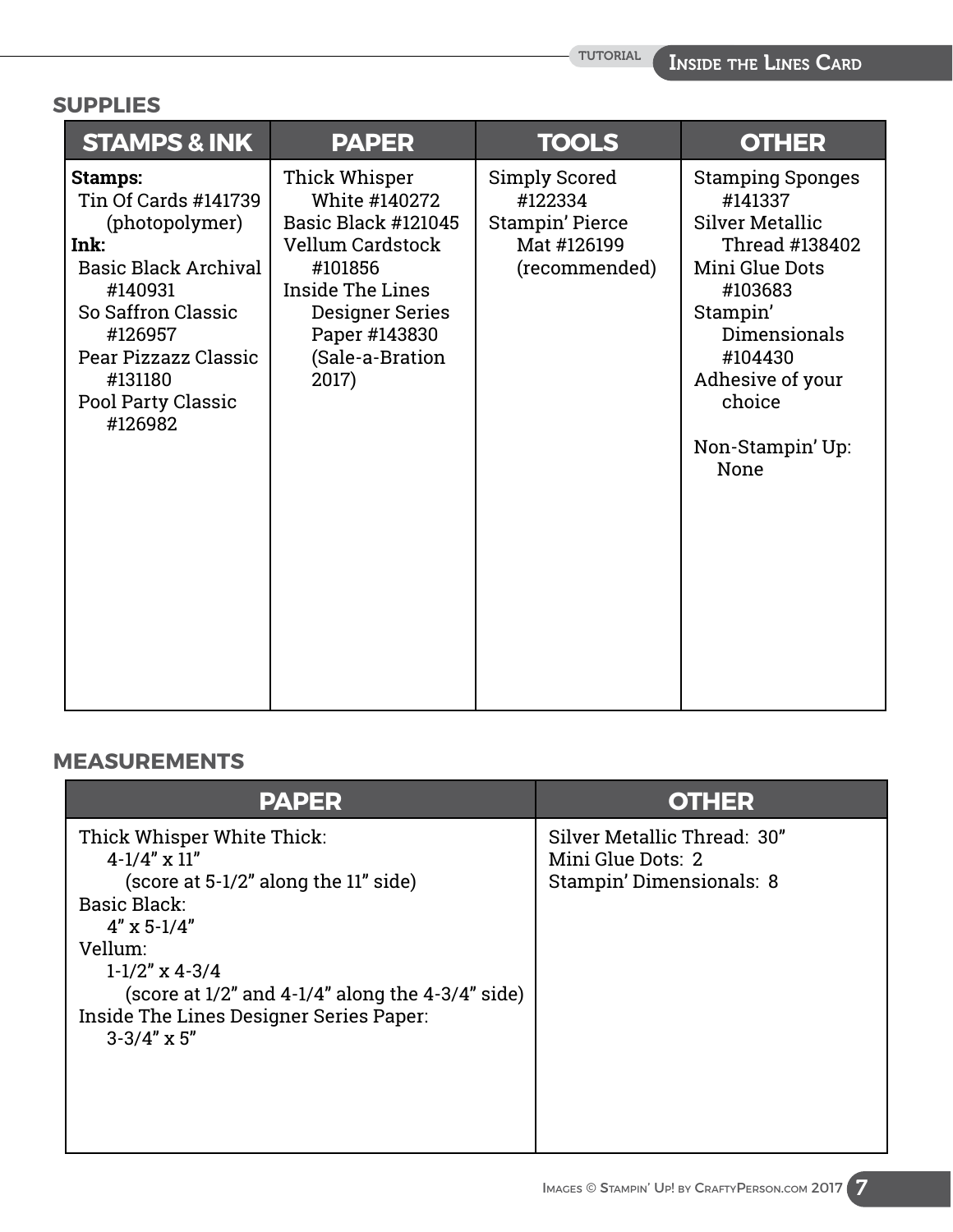## SUPPLIES

| STAMPS & INK | PAPER | TOOLS | OTHER |
|---|---|---|---|
| **Stamps:**<br>Tin Of Cards #141739 (photopolymer)<br>**Ink:**<br>Basic Black Archival #140931<br>So Saffron Classic #126957<br>Pear Pizzazz Classic #131180<br>Pool Party Classic #126982 | Thick Whisper White #140272<br>Basic Black #121045<br>Vellum Cardstock #101856<br>Inside The Lines Designer Series Paper #143830 (Sale-a-Bration 2017) | Simply Scored #122334<br>Stampin' Pierce Mat #126199 (recommended) | Stamping Sponges #141337<br>Silver Metallic Thread #138402<br>Mini Glue Dots #103683<br>Stampin' Dimensionals #104430<br>Adhesive of your choice<br><br>Non-Stampin' Up: None |

## MEASUREMENTS

| PAPER | OTHER |
|---|---|
| Thick Whisper White Thick:<br>4-1/4" x 11"<br>(score at 5-1/2" along the 11" side)<br>Basic Black:<br>4" x 5-1/4"<br>Vellum:<br>1-1/2" x 4-3/4<br>(score at 1/2" and 4-1/4" along the 4-3/4" side)<br>Inside The Lines Designer Series Paper:<br>3-3/4" x 5" | Silver Metallic Thread: 30"<br>Mini Glue Dots: 2<br>Stampin' Dimensionals: 8 |